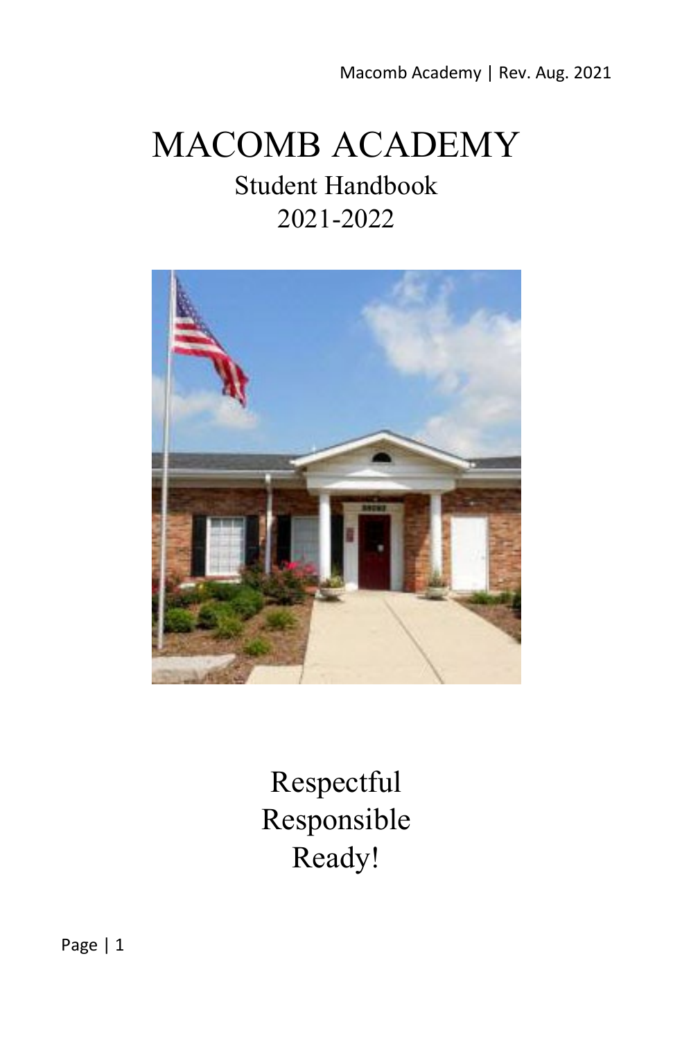# MACOMB ACADEMY

Student Handbook
2021-2022

Respectful
Responsible
Ready!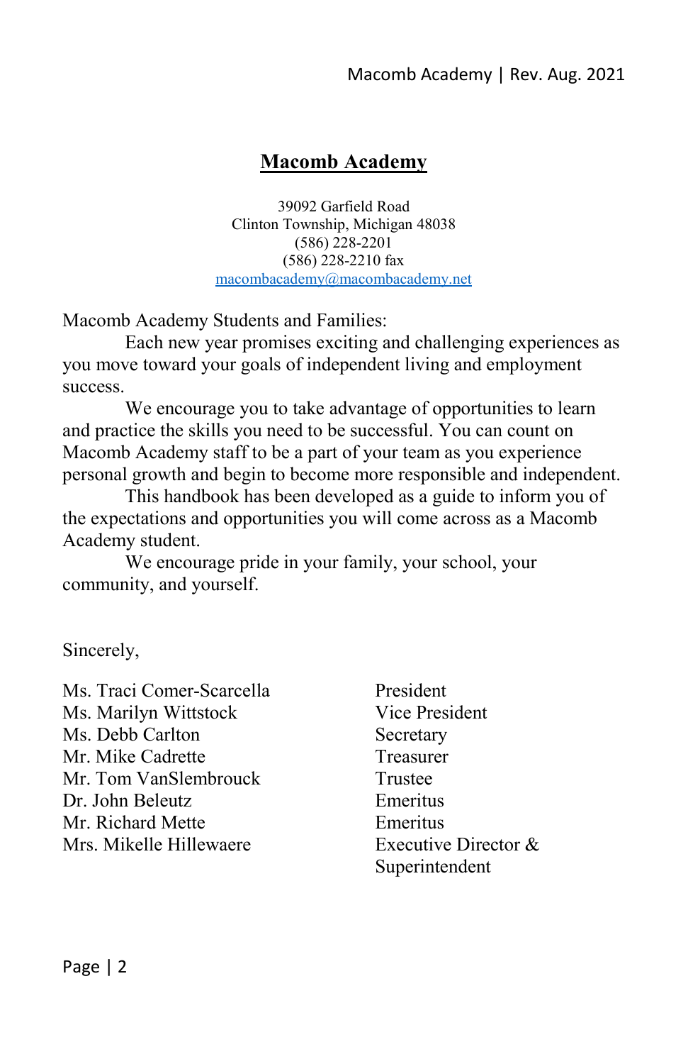# Macomb Academy

39092 Garfield Road
Clinton Township, Michigan 48038
(586) 228-2201
(586) 228-2210 fax
[macombacademy@macombacademy.net](mailto:macombacademy@macombacademy.net)

Macomb Academy Students and Families:

Each new year promises exciting and challenging experiences as you move toward your goals of independent living and employment success.

We encourage you to take advantage of opportunities to learn and practice the skills you need to be successful. You can count on Macomb Academy staff to be a part of your team as you experience personal growth and begin to become more responsible and independent.

This handbook has been developed as a guide to inform you of the expectations and opportunities you will come across as a Macomb Academy student.

We encourage pride in your family, your school, your community, and yourself.

Sincerely,

| | |
|---|---|
| Ms. Traci Comer-Scarcella | President |
| Ms. Marilyn Wittstock | Vice President |
| Ms. Debb Carlton | Secretary |
| Mr. Mike Cadrette | Treasurer |
| Mr. Tom VanSlembrouck | Trustee |
| Dr. John Beleutz | Emeritus |
| Mr. Richard Mette | Emeritus |
| Mrs. Mikelle Hillewaere | Executive Director & Superintendent |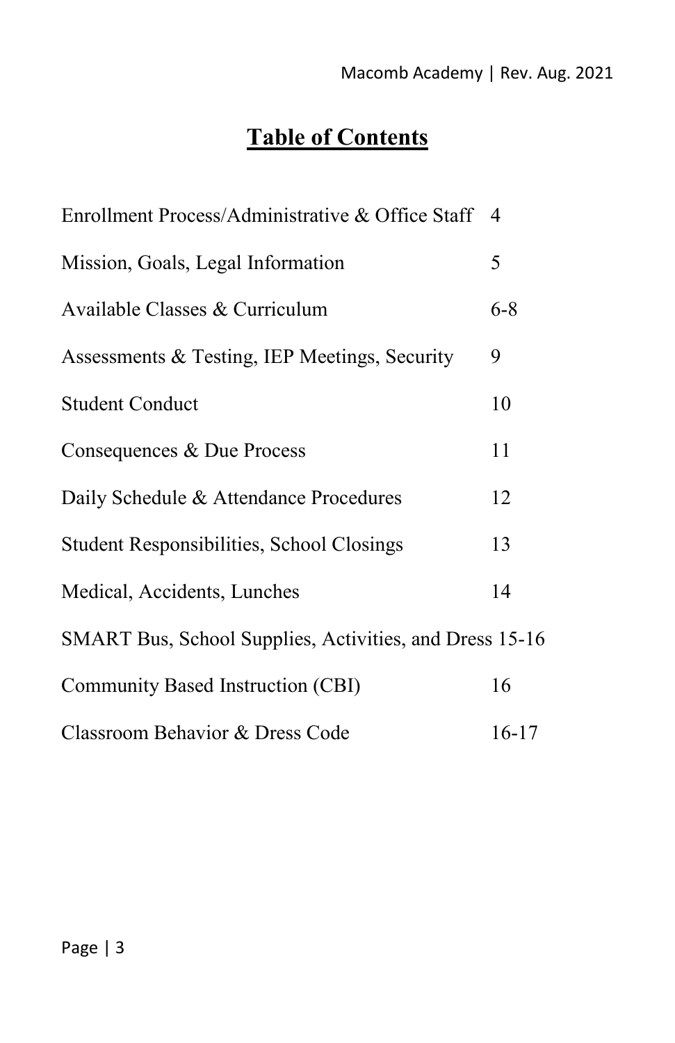# Table of Contents

| | |
|---|---|
| Enrollment Process/Administrative & Office Staff | 4 |
| Mission, Goals, Legal Information | 5 |
| Available Classes & Curriculum | 6-8 |
| Assessments & Testing, IEP Meetings, Security | 9 |
| Student Conduct | 10 |
| Consequences & Due Process | 11 |
| Daily Schedule & Attendance Procedures | 12 |
| Student Responsibilities, School Closings | 13 |
| Medical, Accidents, Lunches | 14 |
| SMART Bus, School Supplies, Activities, and Dress | 15-16 |
| Community Based Instruction (CBI) | 16 |
| Classroom Behavior & Dress Code | 16-17 |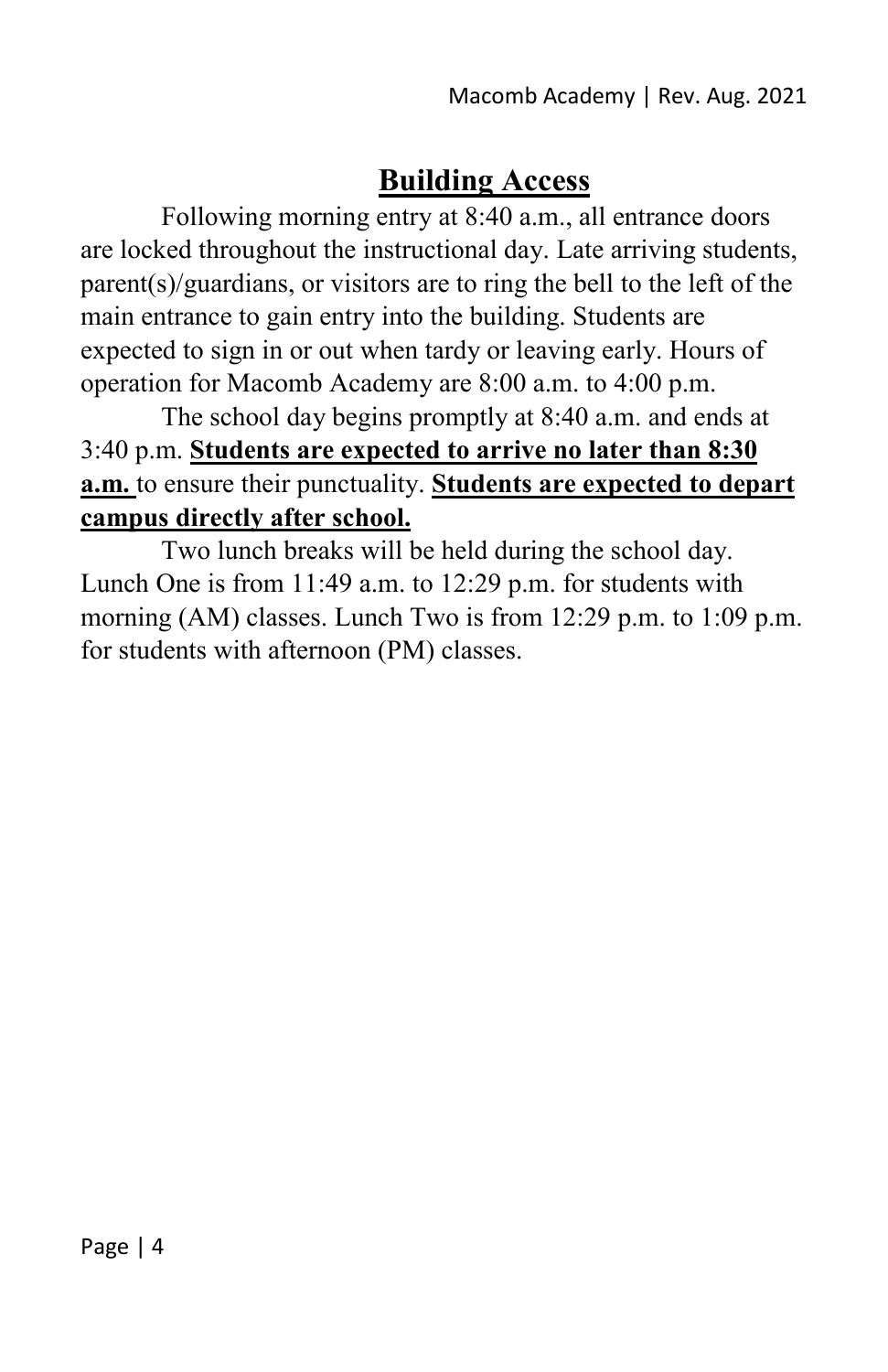## Building Access

Following morning entry at 8:40 a.m., all entrance doors are locked throughout the instructional day. Late arriving students, parent(s)/guardians, or visitors are to ring the bell to the left of the main entrance to gain entry into the building. Students are expected to sign in or out when tardy or leaving early. Hours of operation for Macomb Academy are 8:00 a.m. to 4:00 p.m.

The school day begins promptly at 8:40 a.m. and ends at 3:40 p.m. **Students are expected to arrive no later than 8:30 a.m.** to ensure their punctuality. **Students are expected to depart campus directly after school.**

Two lunch breaks will be held during the school day. Lunch One is from 11:49 a.m. to 12:29 p.m. for students with morning (AM) classes. Lunch Two is from 12:29 p.m. to 1:09 p.m. for students with afternoon (PM) classes.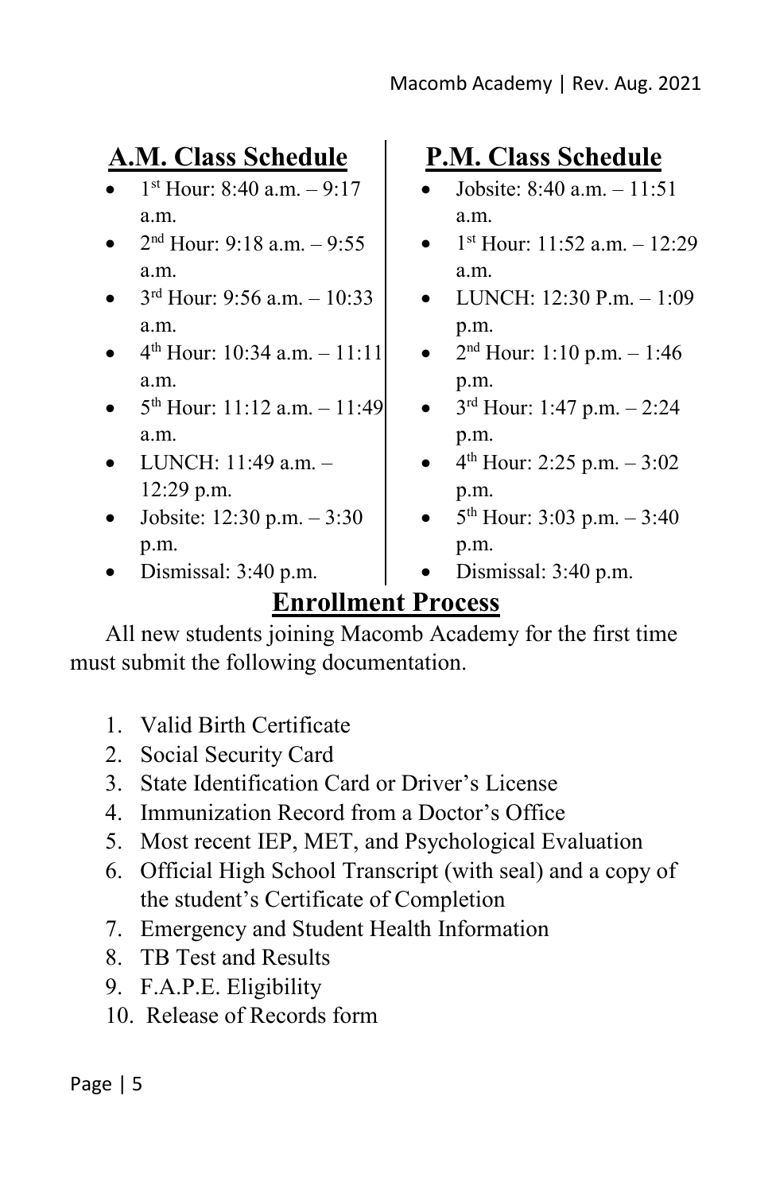## A.M. Class Schedule

- 1st Hour: 8:40 a.m. – 9:17 a.m.
- 2nd Hour: 9:18 a.m. – 9:55 a.m.
- 3rd Hour: 9:56 a.m. – 10:33 a.m.
- 4th Hour: 10:34 a.m. – 11:11 a.m.
- 5th Hour: 11:12 a.m. – 11:49 a.m.
- LUNCH: 11:49 a.m. – 12:29 p.m.
- Jobsite: 12:30 p.m. – 3:30 p.m.
- Dismissal: 3:40 p.m.

## P.M. Class Schedule

- Jobsite: 8:40 a.m. – 11:51 a.m.
- 1st Hour: 11:52 a.m. – 12:29 a.m.
- LUNCH: 12:30 P.m. – 1:09 p.m.
- 2nd Hour: 1:10 p.m. – 1:46 p.m.
- 3rd Hour: 1:47 p.m. – 2:24 p.m.
- 4th Hour: 2:25 p.m. – 3:02 p.m.
- 5th Hour: 3:03 p.m. – 3:40 p.m.
- Dismissal: 3:40 p.m.

## Enrollment Process

All new students joining Macomb Academy for the first time must submit the following documentation.

1. Valid Birth Certificate
2. Social Security Card
3. State Identification Card or Driver's License
4. Immunization Record from a Doctor's Office
5. Most recent IEP, MET, and Psychological Evaluation
6. Official High School Transcript (with seal) and a copy of the student's Certificate of Completion
7. Emergency and Student Health Information
8. TB Test and Results
9. F.A.P.E. Eligibility
10. Release of Records form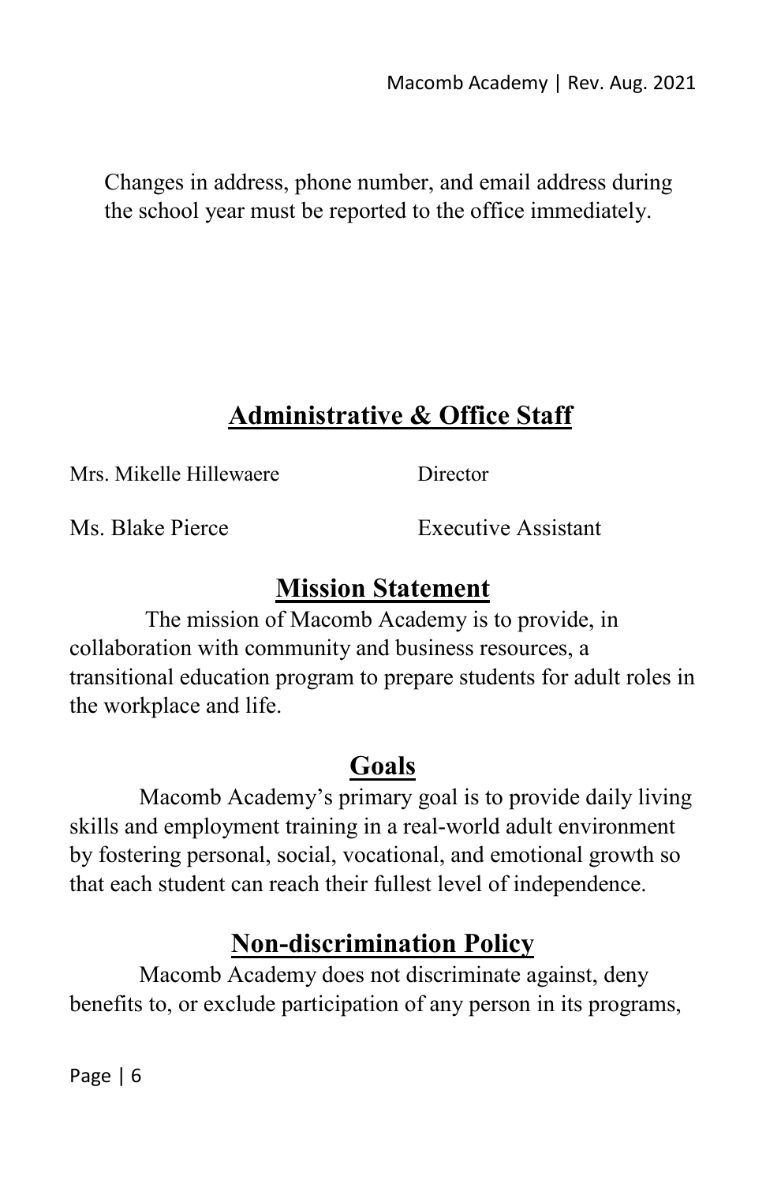Changes in address, phone number, and email address during the school year must be reported to the office immediately.

## Administrative & Office Staff

| | |
|---|---|
| Mrs. Mikelle Hillewaere | Director |
| Ms. Blake Pierce | Executive Assistant |

## Mission Statement

The mission of Macomb Academy is to provide, in collaboration with community and business resources, a transitional education program to prepare students for adult roles in the workplace and life.

## Goals

Macomb Academy's primary goal is to provide daily living skills and employment training in a real-world adult environment by fostering personal, social, vocational, and emotional growth so that each student can reach their fullest level of independence.

## Non-discrimination Policy

Macomb Academy does not discriminate against, deny benefits to, or exclude participation of any person in its programs,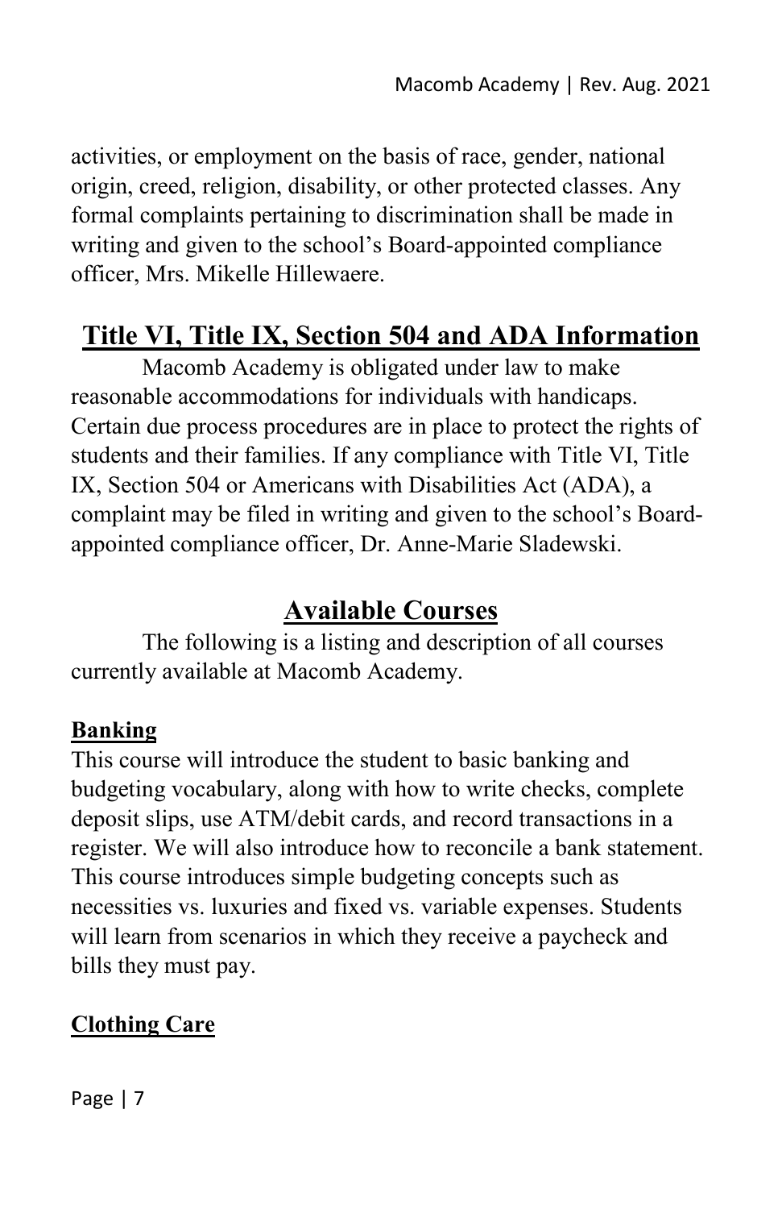activities, or employment on the basis of race, gender, national origin, creed, religion, disability, or other protected classes. Any formal complaints pertaining to discrimination shall be made in writing and given to the school's Board-appointed compliance officer, Mrs. Mikelle Hillewaere.

## Title VI, Title IX, Section 504 and ADA Information

Macomb Academy is obligated under law to make reasonable accommodations for individuals with handicaps. Certain due process procedures are in place to protect the rights of students and their families. If any compliance with Title VI, Title IX, Section 504 or Americans with Disabilities Act (ADA), a complaint may be filed in writing and given to the school's Board-appointed compliance officer, Dr. Anne-Marie Sladewski.

## Available Courses

The following is a listing and description of all courses currently available at Macomb Academy.

### Banking

This course will introduce the student to basic banking and budgeting vocabulary, along with how to write checks, complete deposit slips, use ATM/debit cards, and record transactions in a register. We will also introduce how to reconcile a bank statement. This course introduces simple budgeting concepts such as necessities vs. luxuries and fixed vs. variable expenses. Students will learn from scenarios in which they receive a paycheck and bills they must pay.

### Clothing Care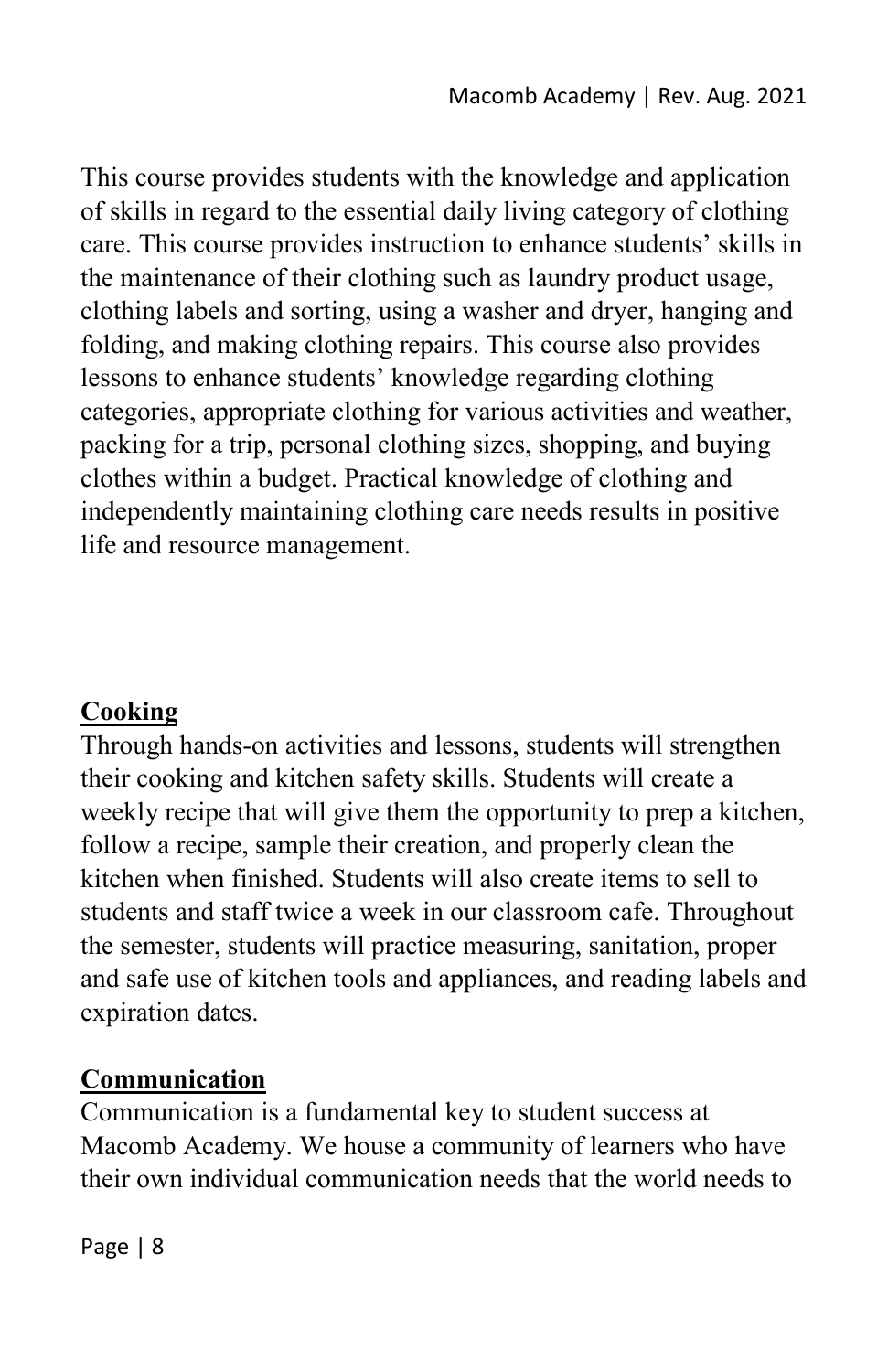This course provides students with the knowledge and application of skills in regard to the essential daily living category of clothing care. This course provides instruction to enhance students' skills in the maintenance of their clothing such as laundry product usage, clothing labels and sorting, using a washer and dryer, hanging and folding, and making clothing repairs. This course also provides lessons to enhance students' knowledge regarding clothing categories, appropriate clothing for various activities and weather, packing for a trip, personal clothing sizes, shopping, and buying clothes within a budget. Practical knowledge of clothing and independently maintaining clothing care needs results in positive life and resource management.

## Cooking

Through hands-on activities and lessons, students will strengthen their cooking and kitchen safety skills. Students will create a weekly recipe that will give them the opportunity to prep a kitchen, follow a recipe, sample their creation, and properly clean the kitchen when finished. Students will also create items to sell to students and staff twice a week in our classroom cafe. Throughout the semester, students will practice measuring, sanitation, proper and safe use of kitchen tools and appliances, and reading labels and expiration dates.

## Communication

Communication is a fundamental key to student success at Macomb Academy. We house a community of learners who have their own individual communication needs that the world needs to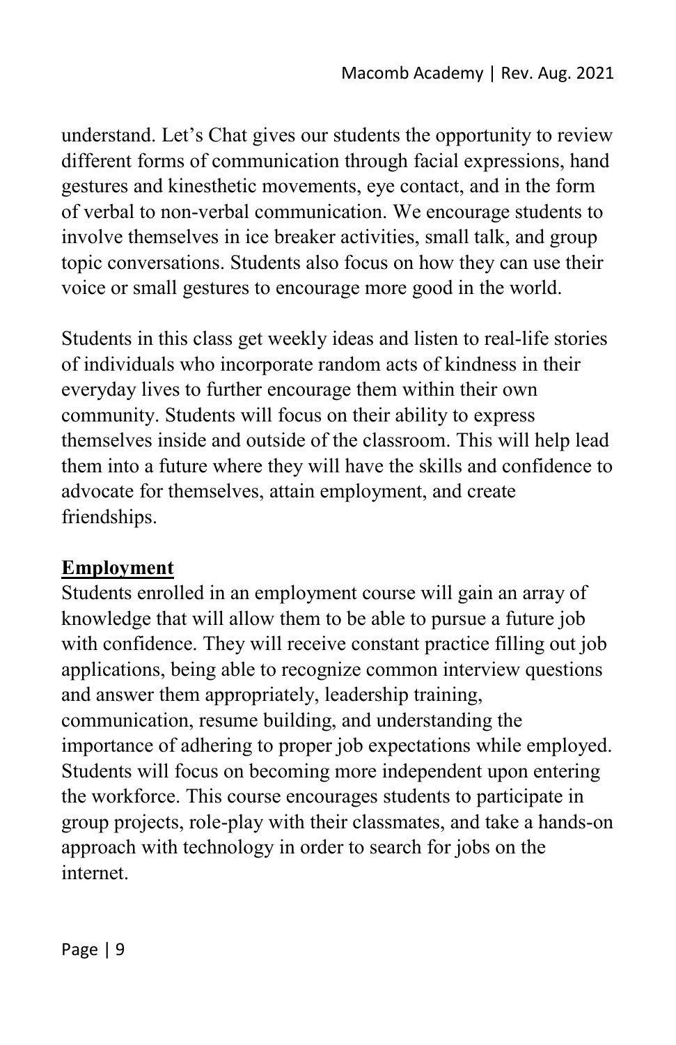understand. Let's Chat gives our students the opportunity to review different forms of communication through facial expressions, hand gestures and kinesthetic movements, eye contact, and in the form of verbal to non-verbal communication. We encourage students to involve themselves in ice breaker activities, small talk, and group topic conversations. Students also focus on how they can use their voice or small gestures to encourage more good in the world.

Students in this class get weekly ideas and listen to real-life stories of individuals who incorporate random acts of kindness in their everyday lives to further encourage them within their own community. Students will focus on their ability to express themselves inside and outside of the classroom. This will help lead them into a future where they will have the skills and confidence to advocate for themselves, attain employment, and create friendships.

## Employment

Students enrolled in an employment course will gain an array of knowledge that will allow them to be able to pursue a future job with confidence. They will receive constant practice filling out job applications, being able to recognize common interview questions and answer them appropriately, leadership training, communication, resume building, and understanding the importance of adhering to proper job expectations while employed. Students will focus on becoming more independent upon entering the workforce. This course encourages students to participate in group projects, role-play with their classmates, and take a hands-on approach with technology in order to search for jobs on the internet.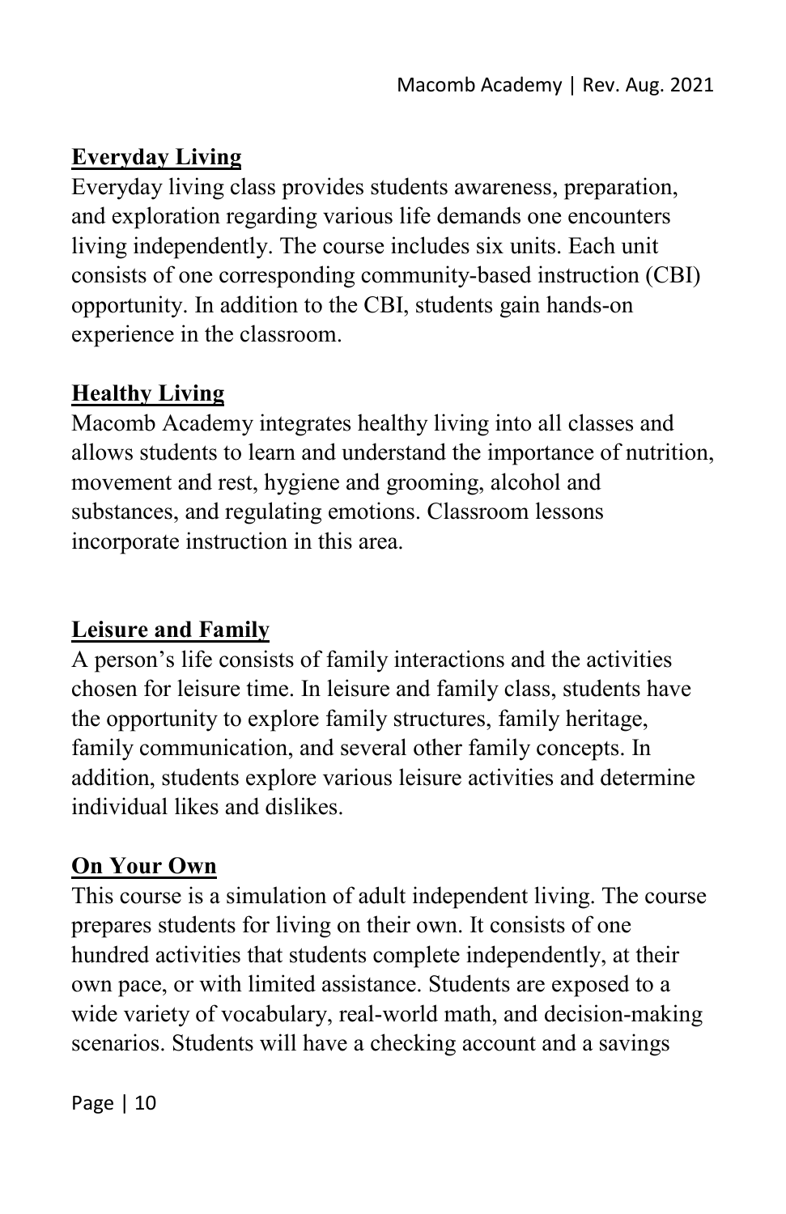## Everyday Living

Everyday living class provides students awareness, preparation, and exploration regarding various life demands one encounters living independently. The course includes six units. Each unit consists of one corresponding community-based instruction (CBI) opportunity. In addition to the CBI, students gain hands-on experience in the classroom.

## Healthy Living

Macomb Academy integrates healthy living into all classes and allows students to learn and understand the importance of nutrition, movement and rest, hygiene and grooming, alcohol and substances, and regulating emotions. Classroom lessons incorporate instruction in this area.

## Leisure and Family

A person's life consists of family interactions and the activities chosen for leisure time. In leisure and family class, students have the opportunity to explore family structures, family heritage, family communication, and several other family concepts. In addition, students explore various leisure activities and determine individual likes and dislikes.

## On Your Own

This course is a simulation of adult independent living. The course prepares students for living on their own. It consists of one hundred activities that students complete independently, at their own pace, or with limited assistance. Students are exposed to a wide variety of vocabulary, real-world math, and decision-making scenarios. Students will have a checking account and a savings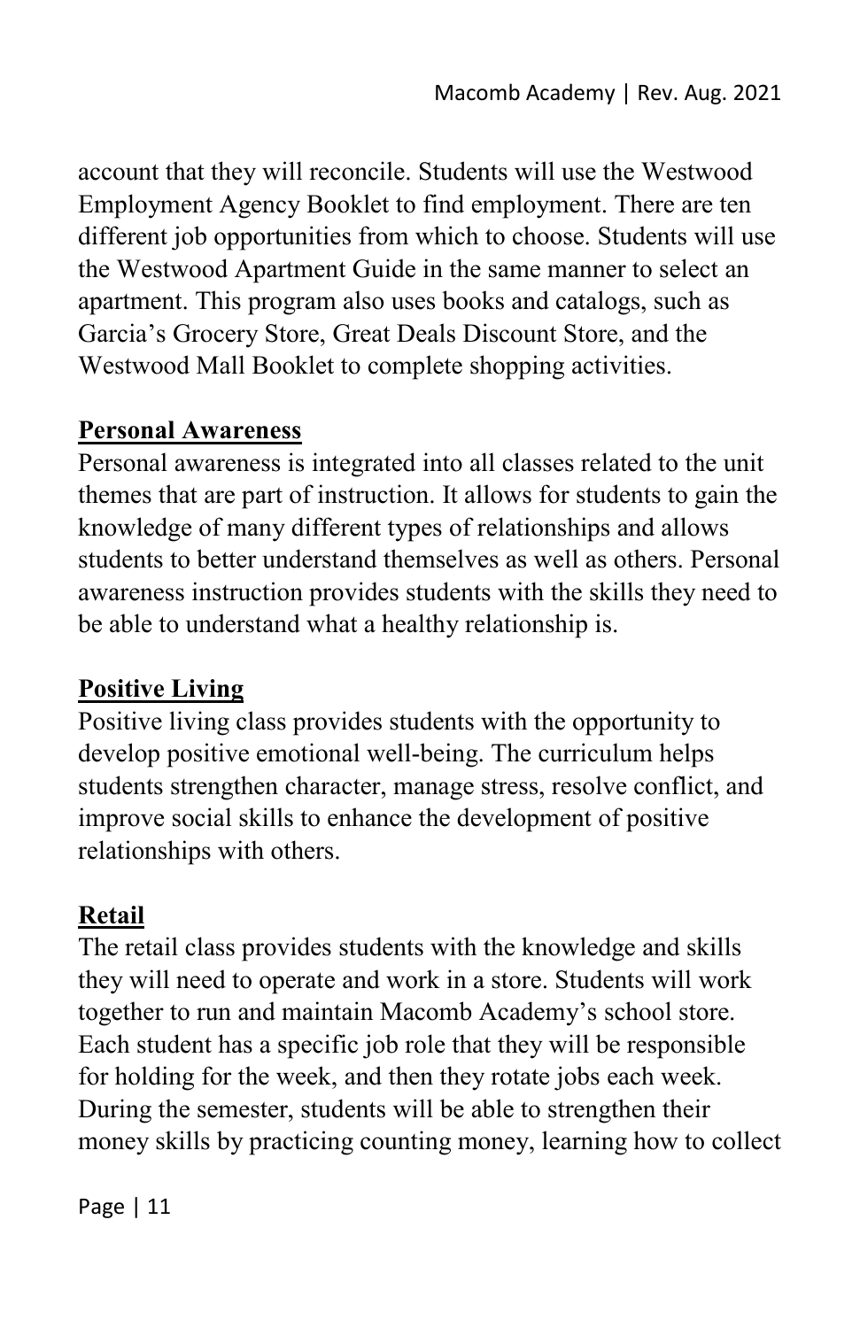account that they will reconcile. Students will use the Westwood Employment Agency Booklet to find employment. There are ten different job opportunities from which to choose. Students will use the Westwood Apartment Guide in the same manner to select an apartment. This program also uses books and catalogs, such as Garcia's Grocery Store, Great Deals Discount Store, and the Westwood Mall Booklet to complete shopping activities.

**Personal Awareness**

Personal awareness is integrated into all classes related to the unit themes that are part of instruction. It allows for students to gain the knowledge of many different types of relationships and allows students to better understand themselves as well as others. Personal awareness instruction provides students with the skills they need to be able to understand what a healthy relationship is.

**Positive Living**

Positive living class provides students with the opportunity to develop positive emotional well-being. The curriculum helps students strengthen character, manage stress, resolve conflict, and improve social skills to enhance the development of positive relationships with others.

**Retail**

The retail class provides students with the knowledge and skills they will need to operate and work in a store. Students will work together to run and maintain Macomb Academy's school store. Each student has a specific job role that they will be responsible for holding for the week, and then they rotate jobs each week. During the semester, students will be able to strengthen their money skills by practicing counting money, learning how to collect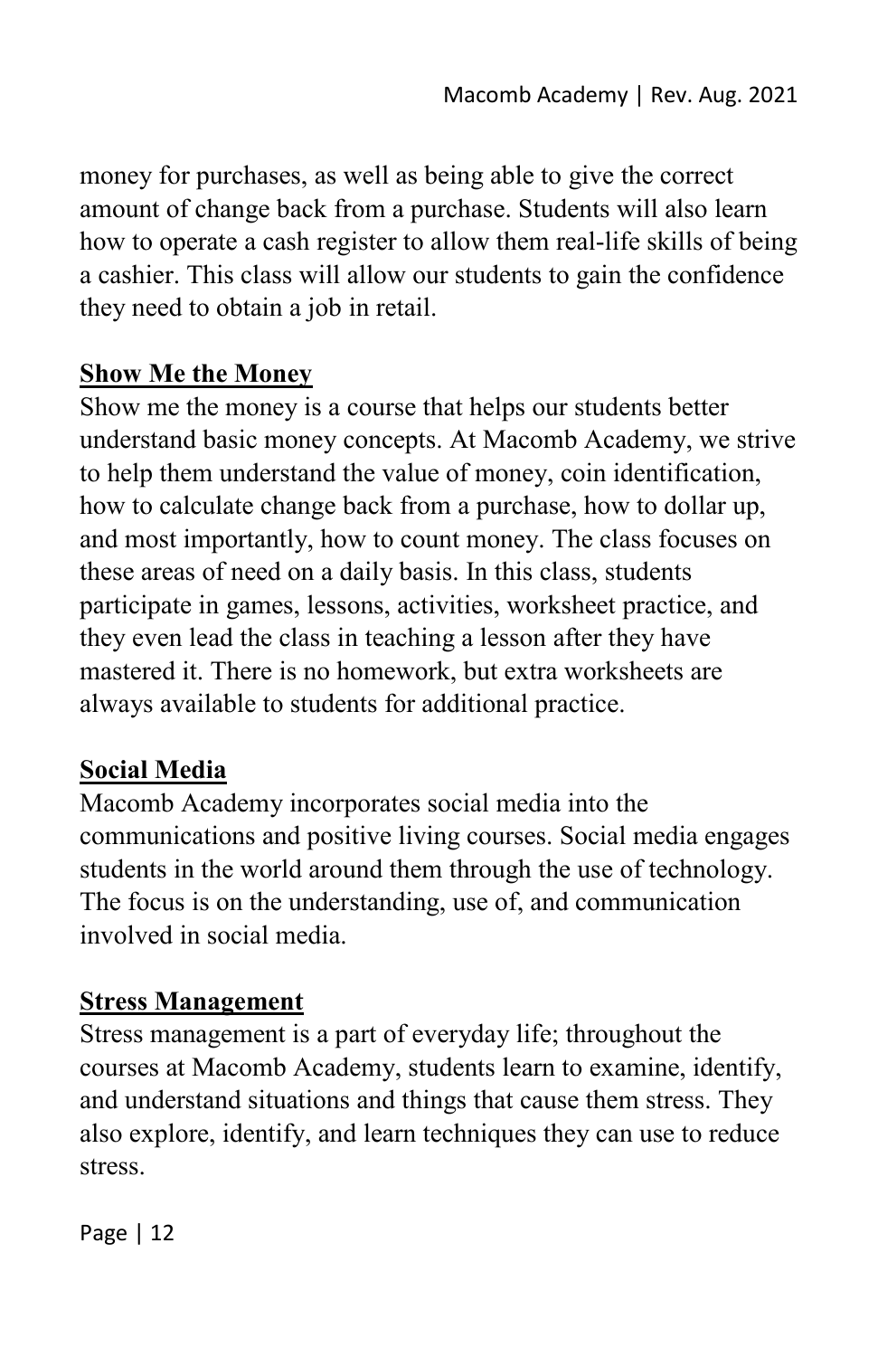money for purchases, as well as being able to give the correct amount of change back from a purchase. Students will also learn how to operate a cash register to allow them real-life skills of being a cashier. This class will allow our students to gain the confidence they need to obtain a job in retail.

**Show Me the Money**

Show me the money is a course that helps our students better understand basic money concepts. At Macomb Academy, we strive to help them understand the value of money, coin identification, how to calculate change back from a purchase, how to dollar up, and most importantly, how to count money. The class focuses on these areas of need on a daily basis. In this class, students participate in games, lessons, activities, worksheet practice, and they even lead the class in teaching a lesson after they have mastered it. There is no homework, but extra worksheets are always available to students for additional practice.

**Social Media**

Macomb Academy incorporates social media into the communications and positive living courses. Social media engages students in the world around them through the use of technology. The focus is on the understanding, use of, and communication involved in social media.

**Stress Management**

Stress management is a part of everyday life; throughout the courses at Macomb Academy, students learn to examine, identify, and understand situations and things that cause them stress. They also explore, identify, and learn techniques they can use to reduce stress.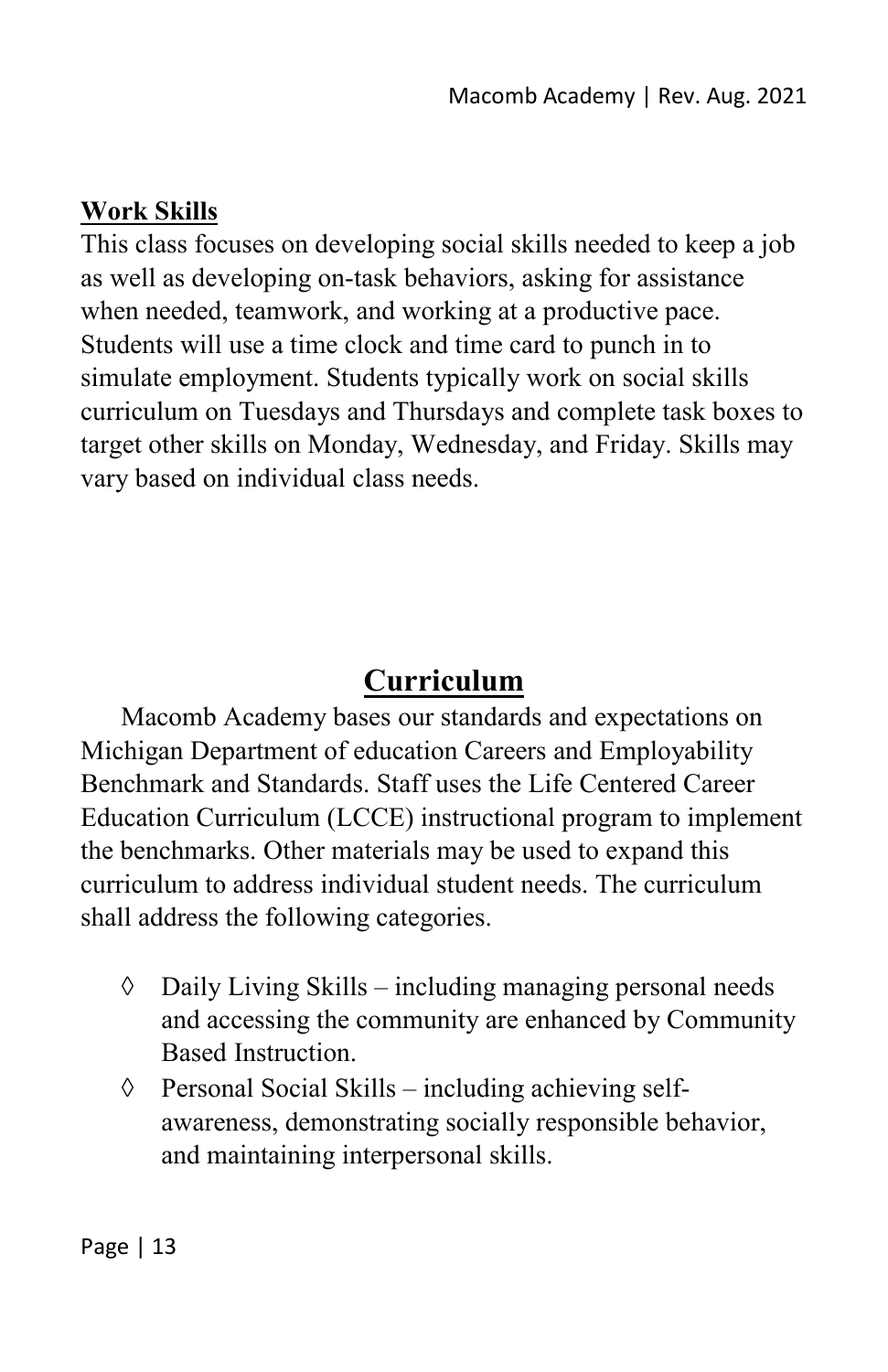### **Work Skills**

This class focuses on developing social skills needed to keep a job as well as developing on-task behaviors, asking for assistance when needed, teamwork, and working at a productive pace. Students will use a time clock and time card to punch in to simulate employment. Students typically work on social skills curriculum on Tuesdays and Thursdays and complete task boxes to target other skills on Monday, Wednesday, and Friday. Skills may vary based on individual class needs.

## **Curriculum**

Macomb Academy bases our standards and expectations on Michigan Department of education Careers and Employability Benchmark and Standards. Staff uses the Life Centered Career Education Curriculum (LCCE) instructional program to implement the benchmarks. Other materials may be used to expand this curriculum to address individual student needs. The curriculum shall address the following categories.

- Daily Living Skills – including managing personal needs and accessing the community are enhanced by Community Based Instruction.
- Personal Social Skills – including achieving self-awareness, demonstrating socially responsible behavior, and maintaining interpersonal skills.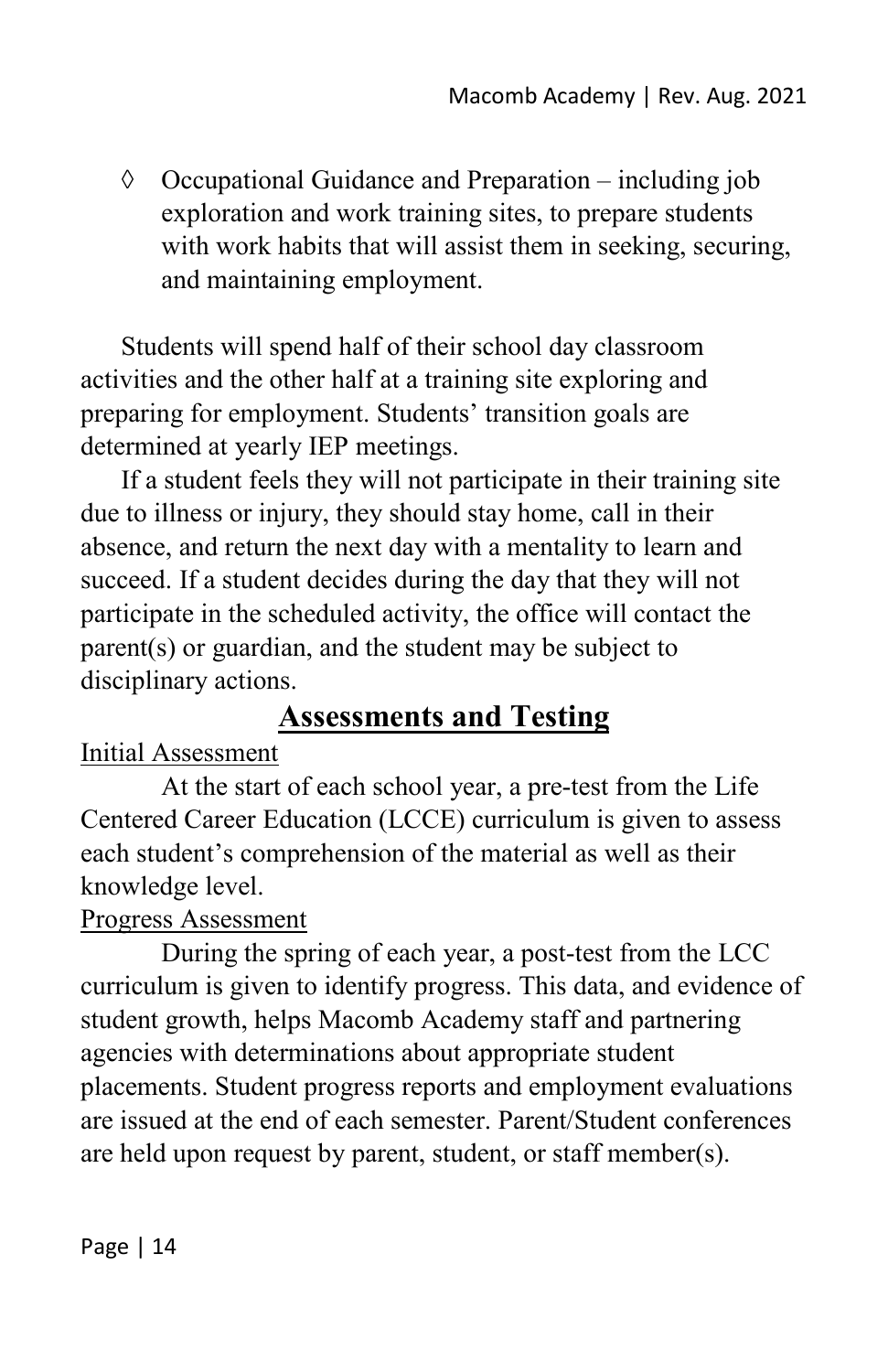◊ Occupational Guidance and Preparation – including job exploration and work training sites, to prepare students with work habits that will assist them in seeking, securing, and maintaining employment.

Students will spend half of their school day classroom activities and the other half at a training site exploring and preparing for employment. Students' transition goals are determined at yearly IEP meetings.

If a student feels they will not participate in their training site due to illness or injury, they should stay home, call in their absence, and return the next day with a mentality to learn and succeed. If a student decides during the day that they will not participate in the scheduled activity, the office will contact the parent(s) or guardian, and the student may be subject to disciplinary actions.

## Assessments and Testing

Initial Assessment

At the start of each school year, a pre-test from the Life Centered Career Education (LCCE) curriculum is given to assess each student's comprehension of the material as well as their knowledge level.

Progress Assessment

During the spring of each year, a post-test from the LCC curriculum is given to identify progress. This data, and evidence of student growth, helps Macomb Academy staff and partnering agencies with determinations about appropriate student placements. Student progress reports and employment evaluations are issued at the end of each semester. Parent/Student conferences are held upon request by parent, student, or staff member(s).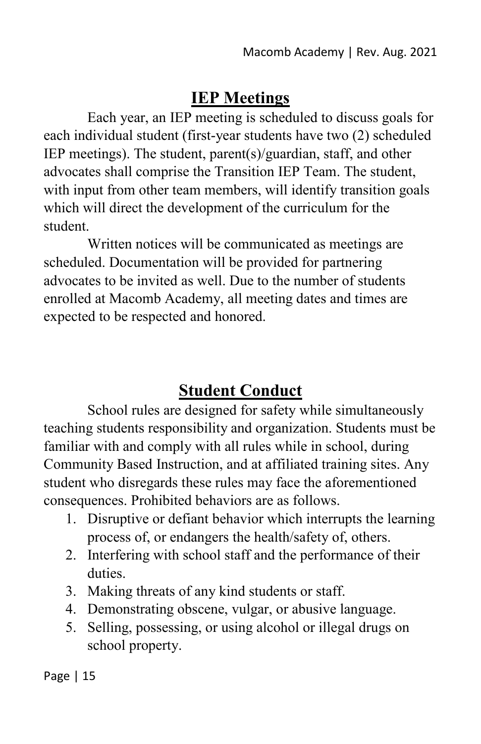## IEP Meetings

Each year, an IEP meeting is scheduled to discuss goals for each individual student (first-year students have two (2) scheduled IEP meetings). The student, parent(s)/guardian, staff, and other advocates shall comprise the Transition IEP Team. The student, with input from other team members, will identify transition goals which will direct the development of the curriculum for the student.

Written notices will be communicated as meetings are scheduled. Documentation will be provided for partnering advocates to be invited as well. Due to the number of students enrolled at Macomb Academy, all meeting dates and times are expected to be respected and honored.

## Student Conduct

School rules are designed for safety while simultaneously teaching students responsibility and organization. Students must be familiar with and comply with all rules while in school, during Community Based Instruction, and at affiliated training sites. Any student who disregards these rules may face the aforementioned consequences. Prohibited behaviors are as follows.

1. Disruptive or defiant behavior which interrupts the learning process of, or endangers the health/safety of, others.
2. Interfering with school staff and the performance of their duties.
3. Making threats of any kind students or staff.
4. Demonstrating obscene, vulgar, or abusive language.
5. Selling, possessing, or using alcohol or illegal drugs on school property.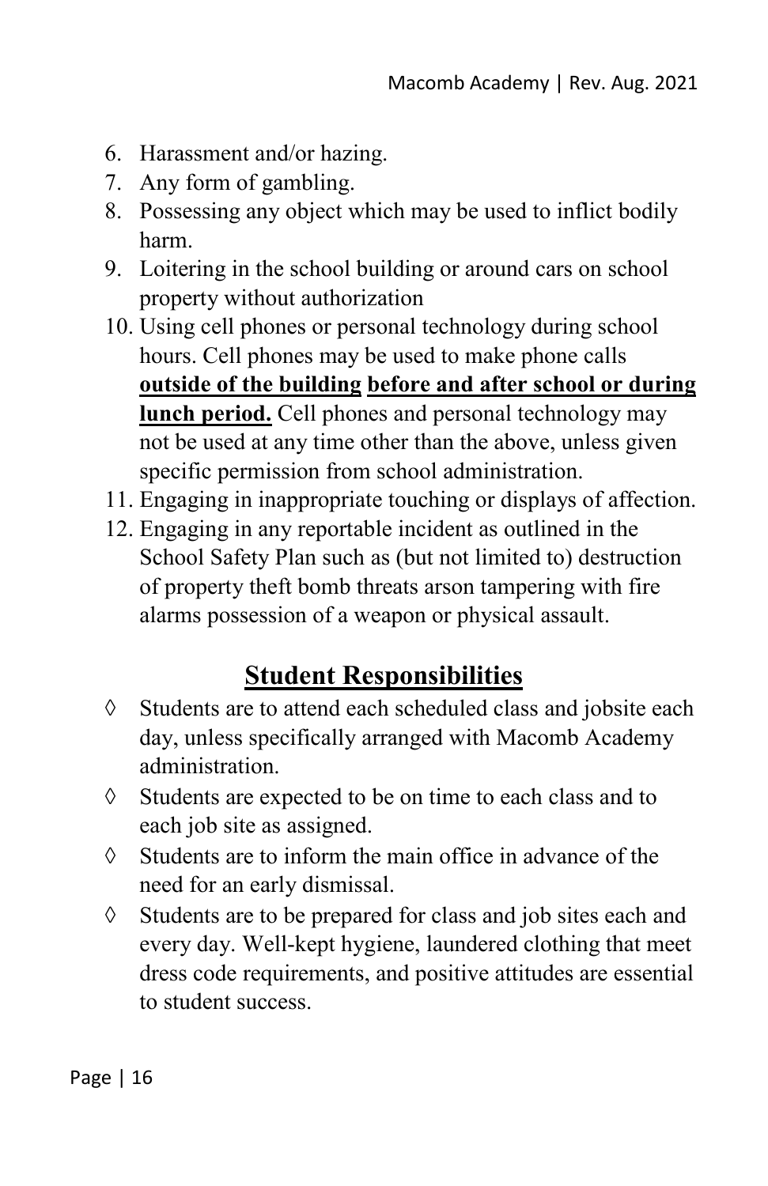6. Harassment and/or hazing.
7. Any form of gambling.
8. Possessing any object which may be used to inflict bodily harm.
9. Loitering in the school building or around cars on school property without authorization
10. Using cell phones or personal technology during school hours. Cell phones may be used to make phone calls **<u>outside of the building</u> <u>before and after school or during lunch period.</u>** Cell phones and personal technology may not be used at any time other than the above, unless given specific permission from school administration.
11. Engaging in inappropriate touching or displays of affection.
12. Engaging in any reportable incident as outlined in the School Safety Plan such as (but not limited to) destruction of property theft bomb threats arson tampering with fire alarms possession of a weapon or physical assault.

## <u>Student Responsibilities</u>

- ◊ Students are to attend each scheduled class and jobsite each day, unless specifically arranged with Macomb Academy administration.
- ◊ Students are expected to be on time to each class and to each job site as assigned.
- ◊ Students are to inform the main office in advance of the need for an early dismissal.
- ◊ Students are to be prepared for class and job sites each and every day. Well-kept hygiene, laundered clothing that meet dress code requirements, and positive attitudes are essential to student success.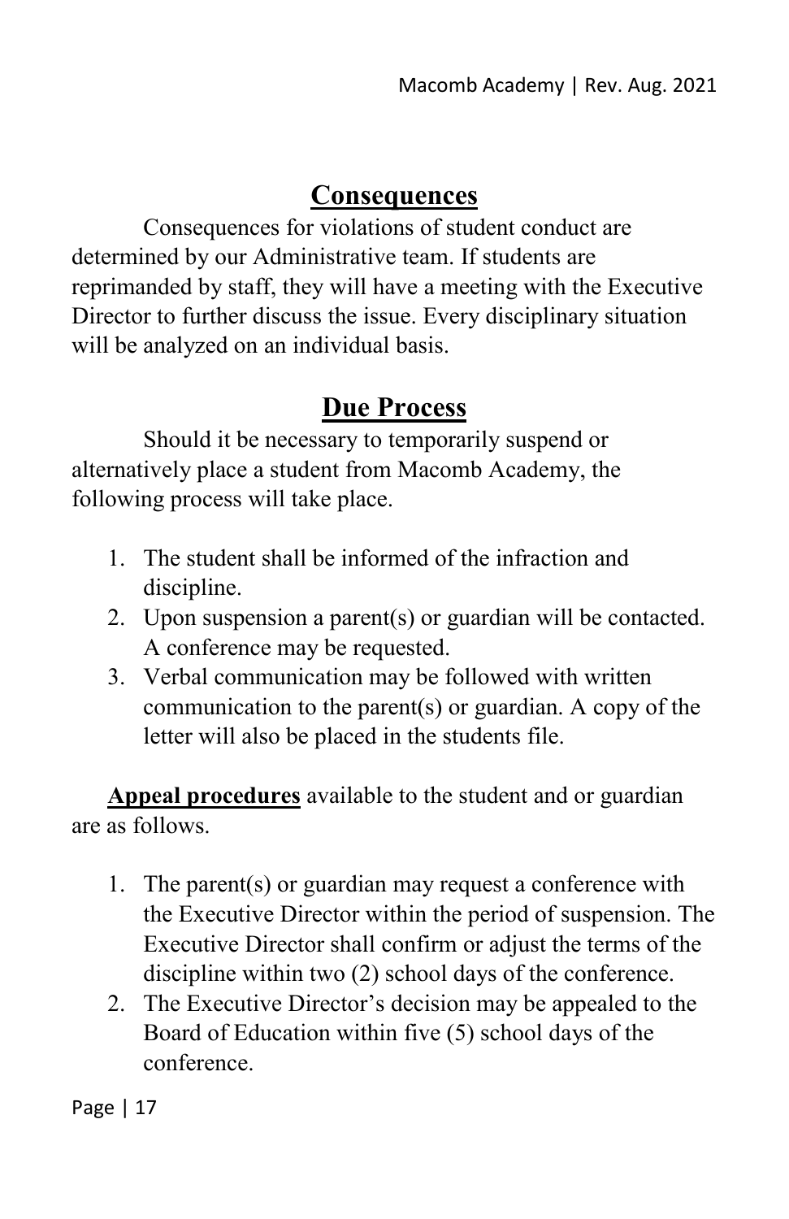## Consequences

Consequences for violations of student conduct are determined by our Administrative team. If students are reprimanded by staff, they will have a meeting with the Executive Director to further discuss the issue. Every disciplinary situation will be analyzed on an individual basis.

## Due Process

Should it be necessary to temporarily suspend or alternatively place a student from Macomb Academy, the following process will take place.

1. The student shall be informed of the infraction and discipline.
2. Upon suspension a parent(s) or guardian will be contacted. A conference may be requested.
3. Verbal communication may be followed with written communication to the parent(s) or guardian. A copy of the letter will also be placed in the students file.

**Appeal procedures** available to the student and or guardian are as follows.

1. The parent(s) or guardian may request a conference with the Executive Director within the period of suspension. The Executive Director shall confirm or adjust the terms of the discipline within two (2) school days of the conference.
2. The Executive Director's decision may be appealed to the Board of Education within five (5) school days of the conference.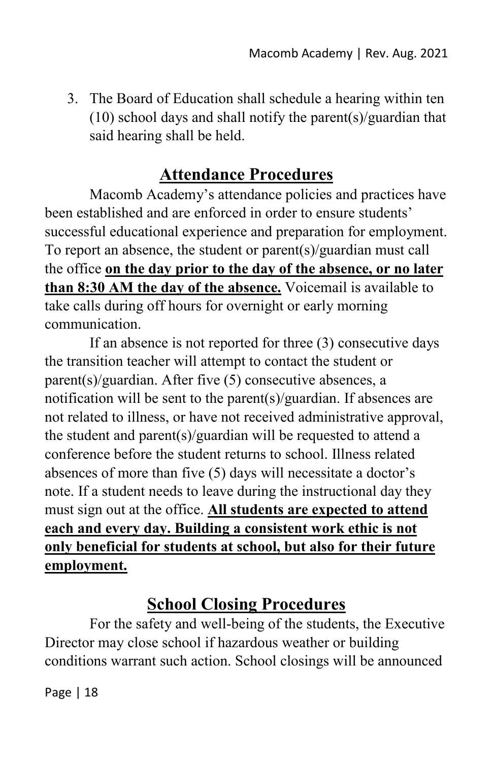3. The Board of Education shall schedule a hearing within ten (10) school days and shall notify the parent(s)/guardian that said hearing shall be held.

## Attendance Procedures

Macomb Academy's attendance policies and practices have been established and are enforced in order to ensure students' successful educational experience and preparation for employment. To report an absence, the student or parent(s)/guardian must call the office **on the day prior to the day of the absence, or no later than 8:30 AM the day of the absence.** Voicemail is available to take calls during off hours for overnight or early morning communication.

If an absence is not reported for three (3) consecutive days the transition teacher will attempt to contact the student or parent(s)/guardian. After five (5) consecutive absences, a notification will be sent to the parent(s)/guardian. If absences are not related to illness, or have not received administrative approval, the student and parent(s)/guardian will be requested to attend a conference before the student returns to school. Illness related absences of more than five (5) days will necessitate a doctor's note. If a student needs to leave during the instructional day they must sign out at the office. **All students are expected to attend each and every day. Building a consistent work ethic is not only beneficial for students at school, but also for their future employment.**

## School Closing Procedures

For the safety and well-being of the students, the Executive Director may close school if hazardous weather or building conditions warrant such action. School closings will be announced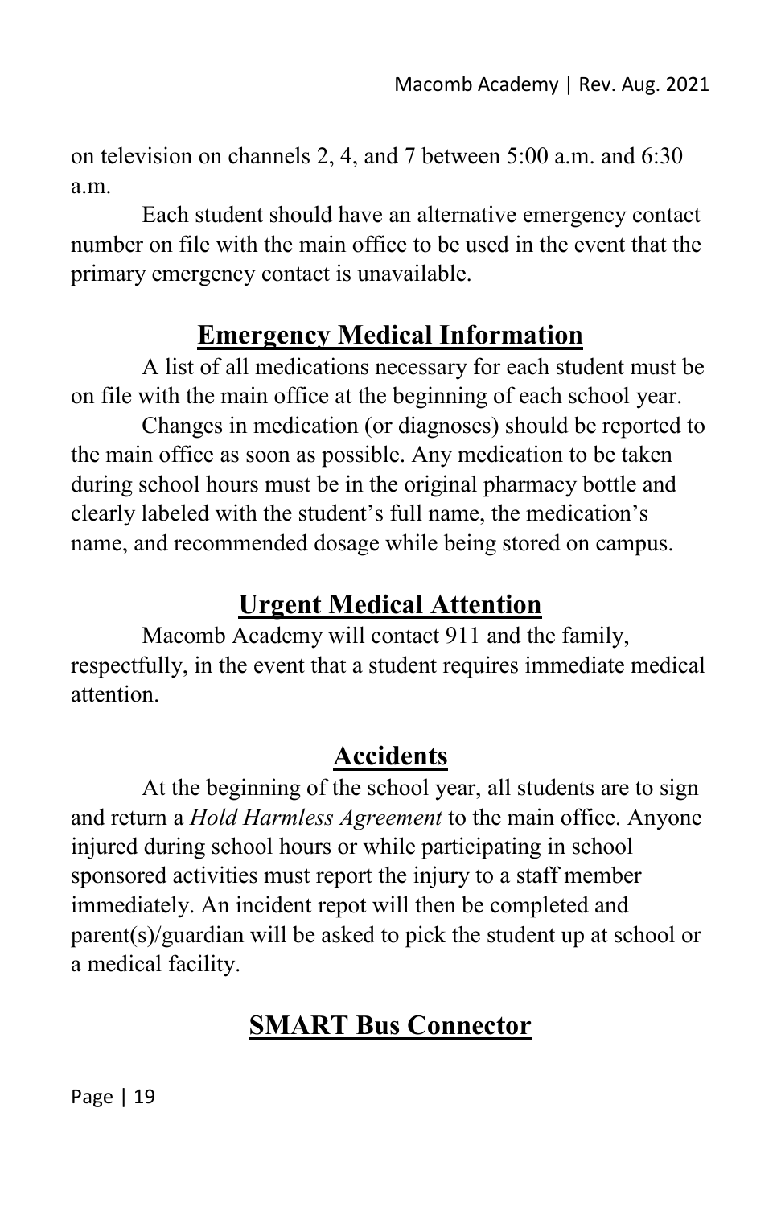on television on channels 2, 4, and 7 between 5:00 a.m. and 6:30 a.m.

Each student should have an alternative emergency contact number on file with the main office to be used in the event that the primary emergency contact is unavailable.

## Emergency Medical Information

A list of all medications necessary for each student must be on file with the main office at the beginning of each school year.

Changes in medication (or diagnoses) should be reported to the main office as soon as possible. Any medication to be taken during school hours must be in the original pharmacy bottle and clearly labeled with the student's full name, the medication's name, and recommended dosage while being stored on campus.

## Urgent Medical Attention

Macomb Academy will contact 911 and the family, respectfully, in the event that a student requires immediate medical attention.

## Accidents

At the beginning of the school year, all students are to sign and return a *Hold Harmless Agreement* to the main office. Anyone injured during school hours or while participating in school sponsored activities must report the injury to a staff member immediately. An incident repot will then be completed and parent(s)/guardian will be asked to pick the student up at school or a medical facility.

## SMART Bus Connector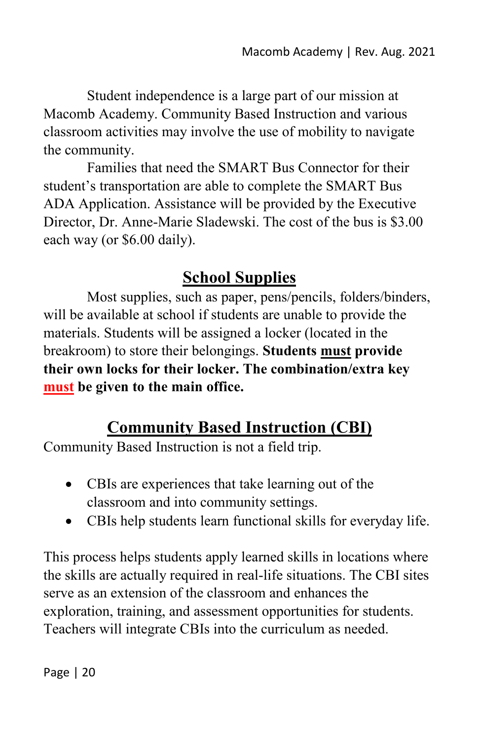Student independence is a large part of our mission at Macomb Academy. Community Based Instruction and various classroom activities may involve the use of mobility to navigate the community.

Families that need the SMART Bus Connector for their student's transportation are able to complete the SMART Bus ADA Application. Assistance will be provided by the Executive Director, Dr. Anne-Marie Sladewski. The cost of the bus is $3.00 each way (or $6.00 daily).

## School Supplies

Most supplies, such as paper, pens/pencils, folders/binders, will be available at school if students are unable to provide the materials. Students will be assigned a locker (located in the breakroom) to store their belongings. **Students must provide their own locks for their locker. The combination/extra key must be given to the main office.**

## Community Based Instruction (CBI)

Community Based Instruction is not a field trip.

- CBIs are experiences that take learning out of the classroom and into community settings.
- CBIs help students learn functional skills for everyday life.

This process helps students apply learned skills in locations where the skills are actually required in real-life situations. The CBI sites serve as an extension of the classroom and enhances the exploration, training, and assessment opportunities for students. Teachers will integrate CBIs into the curriculum as needed.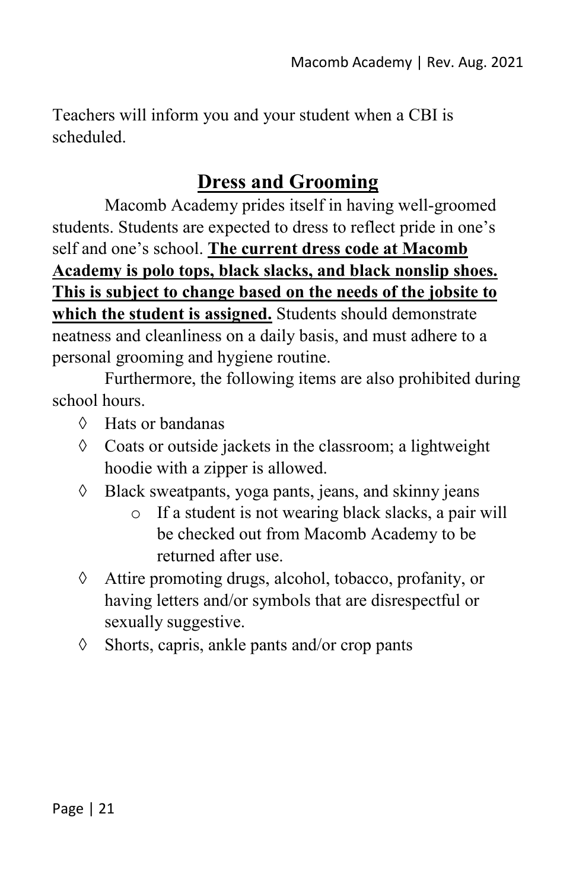Teachers will inform you and your student when a CBI is scheduled.

## Dress and Grooming

Macomb Academy prides itself in having well-groomed students. Students are expected to dress to reflect pride in one's self and one's school. **The current dress code at Macomb Academy is polo tops, black slacks, and black nonslip shoes. This is subject to change based on the needs of the jobsite to which the student is assigned.** Students should demonstrate neatness and cleanliness on a daily basis, and must adhere to a personal grooming and hygiene routine.

Furthermore, the following items are also prohibited during school hours.

- Hats or bandanas
- Coats or outside jackets in the classroom; a lightweight hoodie with a zipper is allowed.
- Black sweatpants, yoga pants, jeans, and skinny jeans
  - If a student is not wearing black slacks, a pair will be checked out from Macomb Academy to be returned after use.
- Attire promoting drugs, alcohol, tobacco, profanity, or having letters and/or symbols that are disrespectful or sexually suggestive.
- Shorts, capris, ankle pants and/or crop pants